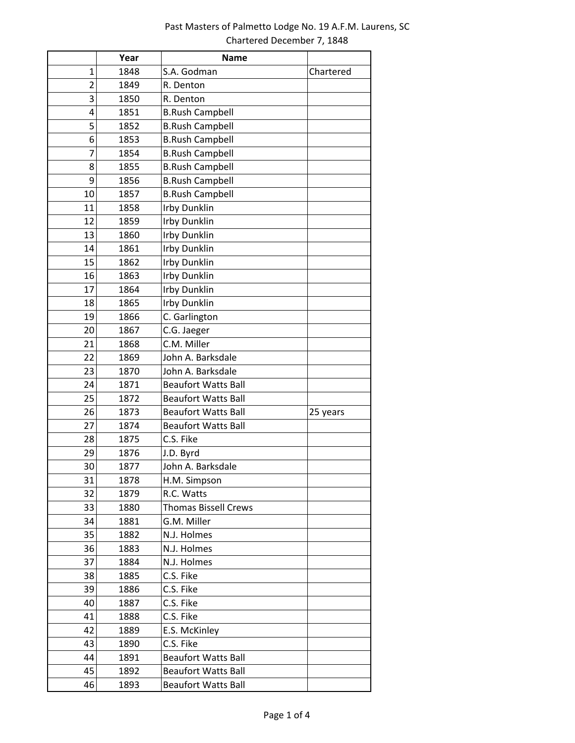Past Masters of Palmetto Lodge No. 19 A.F.M. Laurens, SC

Chartered December 7, 1848

| | Year | Name | |
|---|---|---|---|
| 1 | 1848 | S.A. Godman | Chartered |
| 2 | 1849 | R. Denton | |
| 3 | 1850 | R. Denton | |
| 4 | 1851 | B.Rush Campbell | |
| 5 | 1852 | B.Rush Campbell | |
| 6 | 1853 | B.Rush Campbell | |
| 7 | 1854 | B.Rush Campbell | |
| 8 | 1855 | B.Rush Campbell | |
| 9 | 1856 | B.Rush Campbell | |
| 10 | 1857 | B.Rush Campbell | |
| 11 | 1858 | Irby Dunklin | |
| 12 | 1859 | Irby Dunklin | |
| 13 | 1860 | Irby Dunklin | |
| 14 | 1861 | Irby Dunklin | |
| 15 | 1862 | Irby Dunklin | |
| 16 | 1863 | Irby Dunklin | |
| 17 | 1864 | Irby Dunklin | |
| 18 | 1865 | Irby Dunklin | |
| 19 | 1866 | C. Garlington | |
| 20 | 1867 | C.G. Jaeger | |
| 21 | 1868 | C.M. Miller | |
| 22 | 1869 | John A. Barksdale | |
| 23 | 1870 | John A. Barksdale | |
| 24 | 1871 | Beaufort Watts Ball | |
| 25 | 1872 | Beaufort Watts Ball | |
| 26 | 1873 | Beaufort Watts Ball | 25 years |
| 27 | 1874 | Beaufort Watts Ball | |
| 28 | 1875 | C.S. Fike | |
| 29 | 1876 | J.D. Byrd | |
| 30 | 1877 | John A. Barksdale | |
| 31 | 1878 | H.M. Simpson | |
| 32 | 1879 | R.C. Watts | |
| 33 | 1880 | Thomas Bissell Crews | |
| 34 | 1881 | G.M. Miller | |
| 35 | 1882 | N.J. Holmes | |
| 36 | 1883 | N.J. Holmes | |
| 37 | 1884 | N.J. Holmes | |
| 38 | 1885 | C.S. Fike | |
| 39 | 1886 | C.S. Fike | |
| 40 | 1887 | C.S. Fike | |
| 41 | 1888 | C.S. Fike | |
| 42 | 1889 | E.S. McKinley | |
| 43 | 1890 | C.S. Fike | |
| 44 | 1891 | Beaufort Watts Ball | |
| 45 | 1892 | Beaufort Watts Ball | |
| 46 | 1893 | Beaufort Watts Ball | |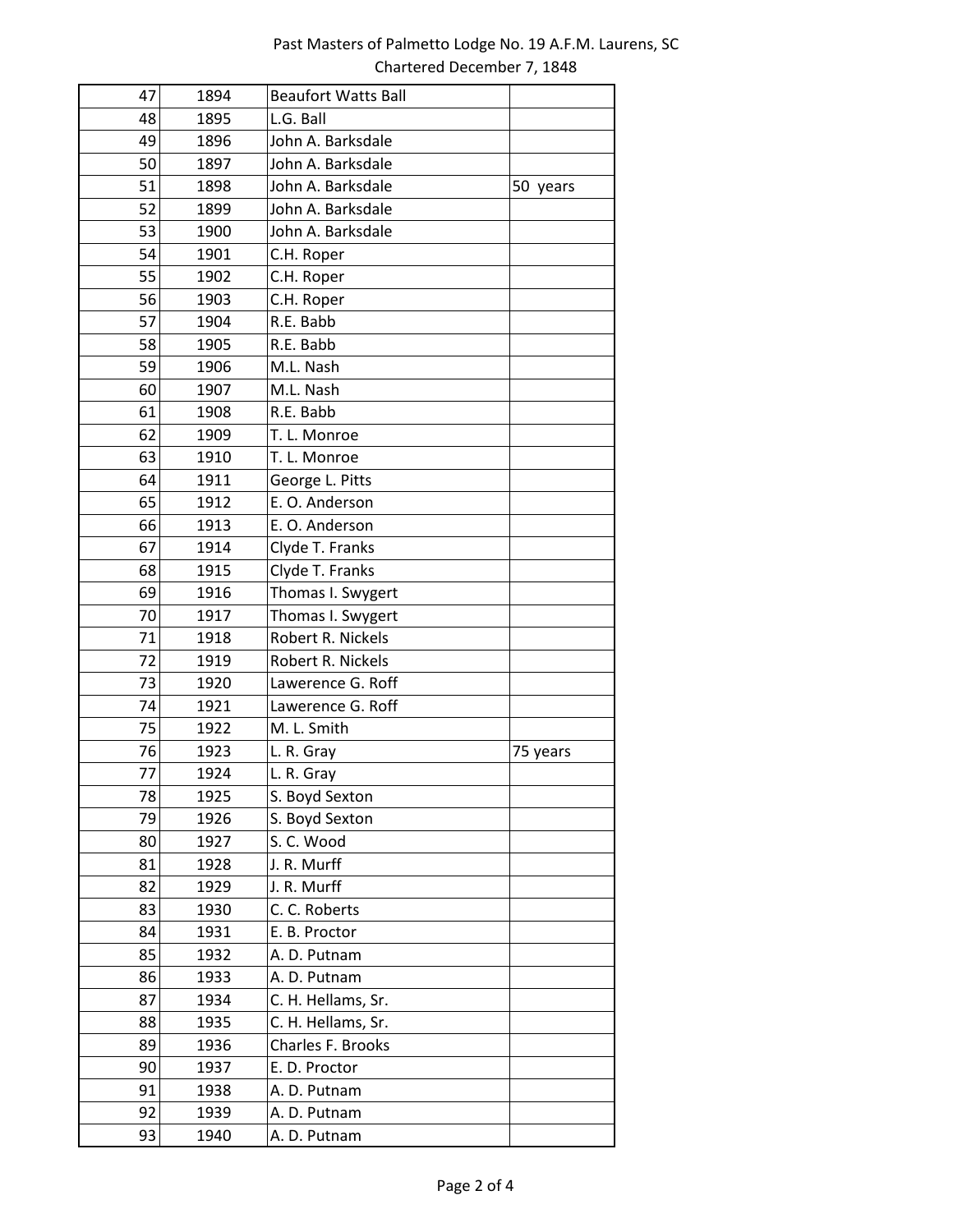Past Masters of Palmetto Lodge No. 19 A.F.M. Laurens, SC
Chartered December 7, 1848

| | | | |
|---|---|---|---|
| 47 | 1894 | Beaufort Watts Ball | |
| 48 | 1895 | L.G. Ball | |
| 49 | 1896 | John A. Barksdale | |
| 50 | 1897 | John A. Barksdale | |
| 51 | 1898 | John A. Barksdale | 50 years |
| 52 | 1899 | John A. Barksdale | |
| 53 | 1900 | John A. Barksdale | |
| 54 | 1901 | C.H. Roper | |
| 55 | 1902 | C.H. Roper | |
| 56 | 1903 | C.H. Roper | |
| 57 | 1904 | R.E. Babb | |
| 58 | 1905 | R.E. Babb | |
| 59 | 1906 | M.L. Nash | |
| 60 | 1907 | M.L. Nash | |
| 61 | 1908 | R.E. Babb | |
| 62 | 1909 | T. L. Monroe | |
| 63 | 1910 | T. L. Monroe | |
| 64 | 1911 | George L. Pitts | |
| 65 | 1912 | E. O. Anderson | |
| 66 | 1913 | E. O. Anderson | |
| 67 | 1914 | Clyde T. Franks | |
| 68 | 1915 | Clyde T. Franks | |
| 69 | 1916 | Thomas I. Swygert | |
| 70 | 1917 | Thomas I. Swygert | |
| 71 | 1918 | Robert R. Nickels | |
| 72 | 1919 | Robert R. Nickels | |
| 73 | 1920 | Lawerence G. Roff | |
| 74 | 1921 | Lawerence G. Roff | |
| 75 | 1922 | M. L. Smith | |
| 76 | 1923 | L. R. Gray | 75 years |
| 77 | 1924 | L. R. Gray | |
| 78 | 1925 | S. Boyd Sexton | |
| 79 | 1926 | S. Boyd Sexton | |
| 80 | 1927 | S. C. Wood | |
| 81 | 1928 | J. R. Murff | |
| 82 | 1929 | J. R. Murff | |
| 83 | 1930 | C. C. Roberts | |
| 84 | 1931 | E. B. Proctor | |
| 85 | 1932 | A. D. Putnam | |
| 86 | 1933 | A. D. Putnam | |
| 87 | 1934 | C. H. Hellams, Sr. | |
| 88 | 1935 | C. H. Hellams, Sr. | |
| 89 | 1936 | Charles F. Brooks | |
| 90 | 1937 | E. D. Proctor | |
| 91 | 1938 | A. D. Putnam | |
| 92 | 1939 | A. D. Putnam | |
| 93 | 1940 | A. D. Putnam | |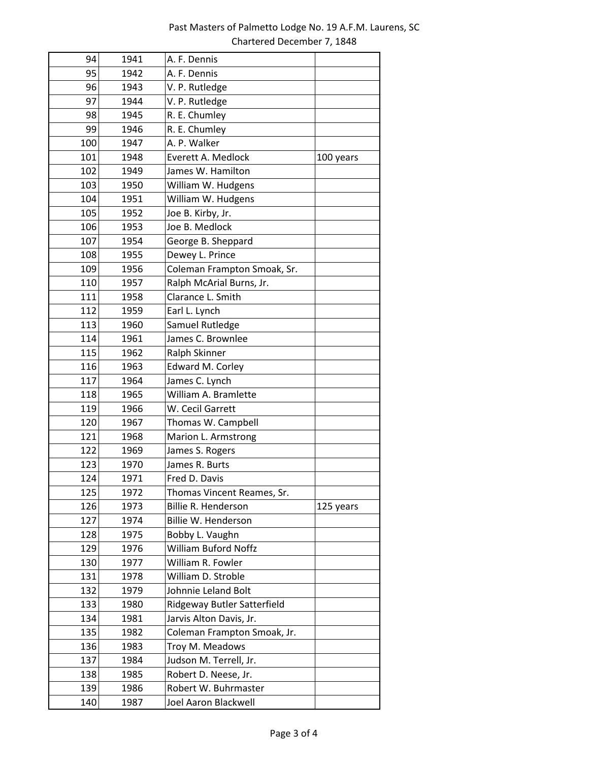Past Masters of Palmetto Lodge No. 19 A.F.M. Laurens, SC
Chartered December 7, 1848

| | | | |
|---|---|---|---|
| 94 | 1941 | A. F. Dennis | |
| 95 | 1942 | A. F. Dennis | |
| 96 | 1943 | V. P. Rutledge | |
| 97 | 1944 | V. P. Rutledge | |
| 98 | 1945 | R. E. Chumley | |
| 99 | 1946 | R. E. Chumley | |
| 100 | 1947 | A. P. Walker | |
| 101 | 1948 | Everett A. Medlock | 100 years |
| 102 | 1949 | James W. Hamilton | |
| 103 | 1950 | William W. Hudgens | |
| 104 | 1951 | William W. Hudgens | |
| 105 | 1952 | Joe B. Kirby, Jr. | |
| 106 | 1953 | Joe B. Medlock | |
| 107 | 1954 | George B. Sheppard | |
| 108 | 1955 | Dewey L. Prince | |
| 109 | 1956 | Coleman Frampton Smoak, Sr. | |
| 110 | 1957 | Ralph McArial Burns, Jr. | |
| 111 | 1958 | Clarance L. Smith | |
| 112 | 1959 | Earl L. Lynch | |
| 113 | 1960 | Samuel Rutledge | |
| 114 | 1961 | James C. Brownlee | |
| 115 | 1962 | Ralph Skinner | |
| 116 | 1963 | Edward M. Corley | |
| 117 | 1964 | James C. Lynch | |
| 118 | 1965 | William A. Bramlette | |
| 119 | 1966 | W. Cecil Garrett | |
| 120 | 1967 | Thomas W. Campbell | |
| 121 | 1968 | Marion L. Armstrong | |
| 122 | 1969 | James S. Rogers | |
| 123 | 1970 | James R. Burts | |
| 124 | 1971 | Fred D. Davis | |
| 125 | 1972 | Thomas Vincent Reames, Sr. | |
| 126 | 1973 | Billie R. Henderson | 125 years |
| 127 | 1974 | Billie W. Henderson | |
| 128 | 1975 | Bobby L. Vaughn | |
| 129 | 1976 | William Buford Noffz | |
| 130 | 1977 | William R. Fowler | |
| 131 | 1978 | William D. Stroble | |
| 132 | 1979 | Johnnie Leland Bolt | |
| 133 | 1980 | Ridgeway Butler Satterfield | |
| 134 | 1981 | Jarvis Alton Davis, Jr. | |
| 135 | 1982 | Coleman Frampton Smoak, Jr. | |
| 136 | 1983 | Troy M. Meadows | |
| 137 | 1984 | Judson M. Terrell, Jr. | |
| 138 | 1985 | Robert D. Neese, Jr. | |
| 139 | 1986 | Robert W. Buhrmaster | |
| 140 | 1987 | Joel Aaron Blackwell | |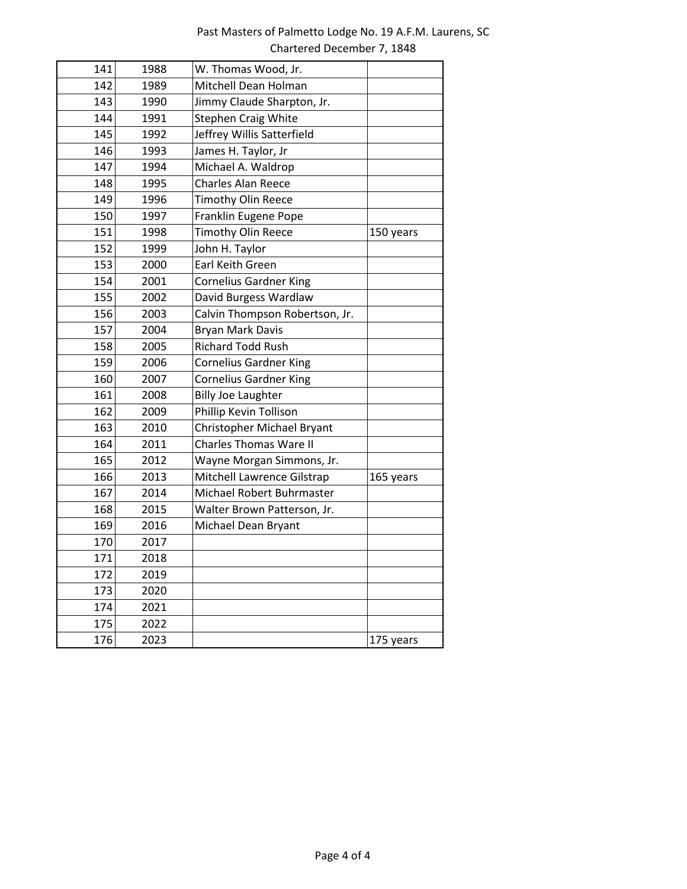Past Masters of Palmetto Lodge No. 19 A.F.M. Laurens, SC

Chartered December 7, 1848

| | | | |
|---|---|---|---|
| 141 | 1988 | W. Thomas Wood, Jr. | |
| 142 | 1989 | Mitchell Dean Holman | |
| 143 | 1990 | Jimmy Claude Sharpton, Jr. | |
| 144 | 1991 | Stephen Craig White | |
| 145 | 1992 | Jeffrey Willis Satterfield | |
| 146 | 1993 | James H. Taylor, Jr | |
| 147 | 1994 | Michael A. Waldrop | |
| 148 | 1995 | Charles Alan Reece | |
| 149 | 1996 | Timothy Olin Reece | |
| 150 | 1997 | Franklin Eugene Pope | |
| 151 | 1998 | Timothy Olin Reece | 150 years |
| 152 | 1999 | John H. Taylor | |
| 153 | 2000 | Earl Keith Green | |
| 154 | 2001 | Cornelius Gardner King | |
| 155 | 2002 | David Burgess Wardlaw | |
| 156 | 2003 | Calvin Thompson Robertson, Jr. | |
| 157 | 2004 | Bryan Mark Davis | |
| 158 | 2005 | Richard Todd Rush | |
| 159 | 2006 | Cornelius Gardner King | |
| 160 | 2007 | Cornelius Gardner King | |
| 161 | 2008 | Billy Joe Laughter | |
| 162 | 2009 | Phillip Kevin Tollison | |
| 163 | 2010 | Christopher Michael Bryant | |
| 164 | 2011 | Charles Thomas Ware II | |
| 165 | 2012 | Wayne Morgan Simmons, Jr. | |
| 166 | 2013 | Mitchell Lawrence Gilstrap | 165 years |
| 167 | 2014 | Michael Robert Buhrmaster | |
| 168 | 2015 | Walter Brown Patterson, Jr. | |
| 169 | 2016 | Michael Dean Bryant | |
| 170 | 2017 | | |
| 171 | 2018 | | |
| 172 | 2019 | | |
| 173 | 2020 | | |
| 174 | 2021 | | |
| 175 | 2022 | | |
| 176 | 2023 | | 175 years |